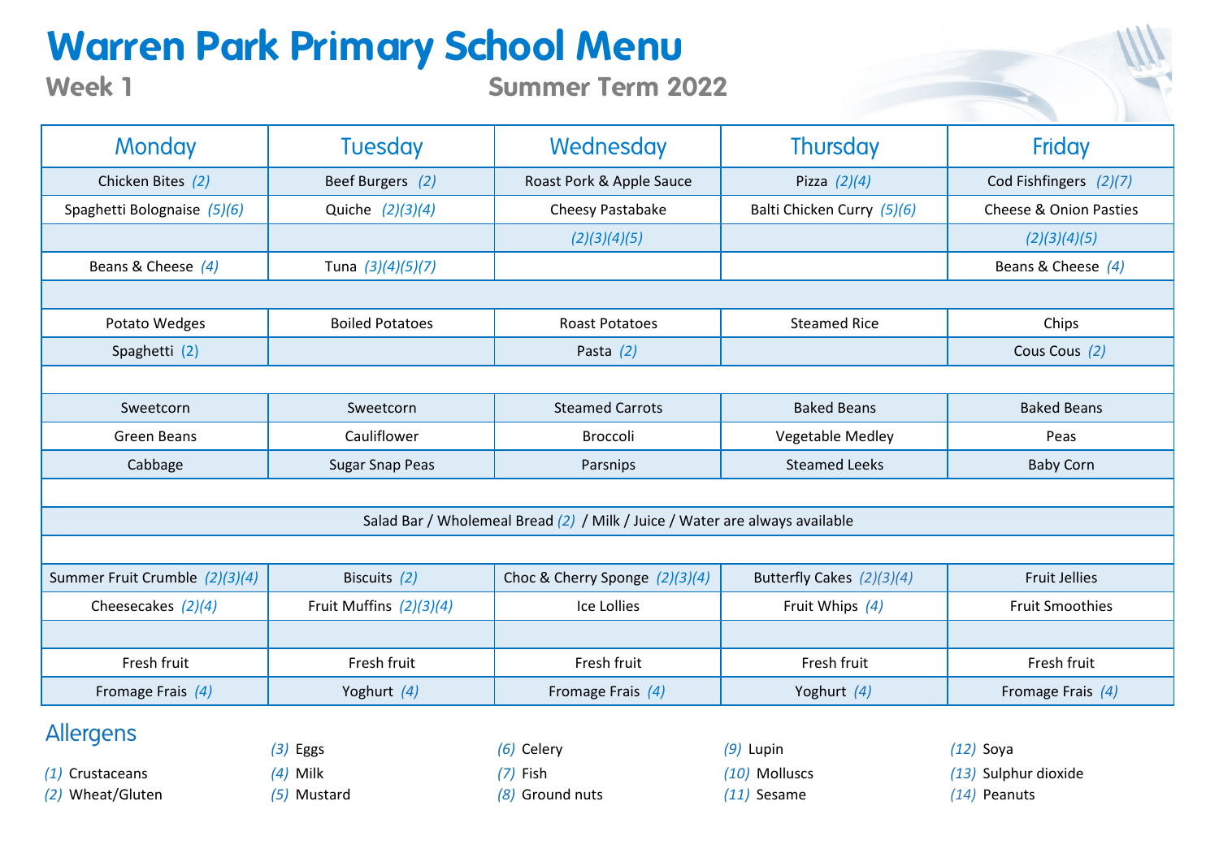# Warren Park Primary School Menu

## Week 1 — Summer Term 2022

| Monday | Tuesday | Wednesday | Thursday | Friday |
|---|---|---|---|---|
| Chicken Bites *(2)* | Beef Burgers *(2)* | Roast Pork & Apple Sauce | Pizza *(2)(4)* | Cod Fishfingers *(2)(7)* |
| Spaghetti Bolognaise *(5)(6)* | Quiche *(2)(3)(4)* | Cheesy Pastabake | Balti Chicken Curry *(5)(6)* | Cheese & Onion Pasties |
| | | *(2)(3)(4)(5)* | | *(2)(3)(4)(5)* |
| Beans & Cheese *(4)* | Tuna *(3)(4)(5)(7)* | | | Beans & Cheese *(4)* |
| | | | | |
| Potato Wedges | Boiled Potatoes | Roast Potatoes | Steamed Rice | Chips |
| Spaghetti *(2)* | | Pasta *(2)* | | Cous Cous *(2)* |
| | | | | |
| Sweetcorn | Sweetcorn | Steamed Carrots | Baked Beans | Baked Beans |
| Green Beans | Cauliflower | Broccoli | Vegetable Medley | Peas |
| Cabbage | Sugar Snap Peas | Parsnips | Steamed Leeks | Baby Corn |
| | | | | |
| Salad Bar / Wholemeal Bread *(2)* / Milk / Juice / Water are always available | | | | |
| | | | | |
| Summer Fruit Crumble *(2)(3)(4)* | Biscuits *(2)* | Choc & Cherry Sponge *(2)(3)(4)* | Butterfly Cakes *(2)(3)(4)* | Fruit Jellies |
| Cheesecakes *(2)(4)* | Fruit Muffins *(2)(3)(4)* | Ice Lollies | Fruit Whips *(4)* | Fruit Smoothies |
| | | | | |
| Fresh fruit | Fresh fruit | Fresh fruit | Fresh fruit | Fresh fruit |
| Fromage Frais *(4)* | Yoghurt *(4)* | Fromage Frais *(4)* | Yoghurt *(4)* | Fromage Frais *(4)* |

## Allergens

*(1)* Crustaceans
*(2)* Wheat/Gluten
*(3)* Eggs
*(4)* Milk
*(5)* Mustard
*(6)* Celery
*(7)* Fish
*(8)* Ground nuts
*(9)* Lupin
*(10)* Molluscs
*(11)* Sesame
*(12)* Soya
*(13)* Sulphur dioxide
*(14)* Peanuts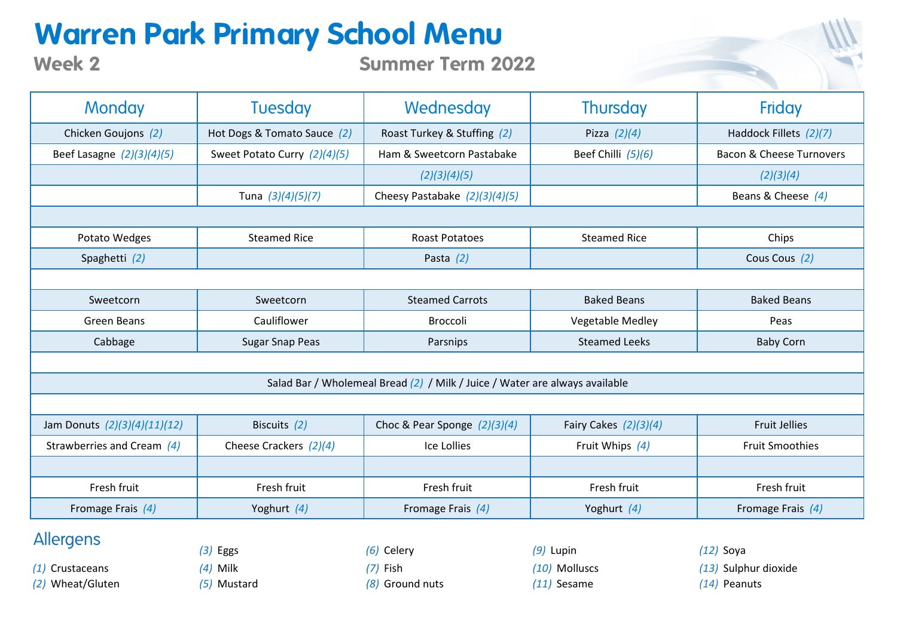# Warren Park Primary School Menu

## Week 2 — Summer Term 2022

| Monday | Tuesday | Wednesday | Thursday | Friday |
|---|---|---|---|---|
| Chicken Goujons *(2)* | Hot Dogs & Tomato Sauce *(2)* | Roast Turkey & Stuffing *(2)* | Pizza *(2)(4)* | Haddock Fillets *(2)(7)* |
| Beef Lasagne *(2)(3)(4)(5)* | Sweet Potato Curry *(2)(4)(5)* | Ham & Sweetcorn Pastabake | Beef Chilli *(5)(6)* | Bacon & Cheese Turnovers |
| | | *(2)(3)(4)(5)* | | *(2)(3)(4)* |
| | Tuna *(3)(4)(5)(7)* | Cheesy Pastabake *(2)(3)(4)(5)* | | Beans & Cheese *(4)* |
| | | | | |
| Potato Wedges | Steamed Rice | Roast Potatoes | Steamed Rice | Chips |
| Spaghetti *(2)* | | Pasta *(2)* | | Cous Cous *(2)* |
| | | | | |
| Sweetcorn | Sweetcorn | Steamed Carrots | Baked Beans | Baked Beans |
| Green Beans | Cauliflower | Broccoli | Vegetable Medley | Peas |
| Cabbage | Sugar Snap Peas | Parsnips | Steamed Leeks | Baby Corn |
| | | | | |
| Salad Bar / Wholemeal Bread *(2)* / Milk / Juice / Water are always available | | | | |
| | | | | |
| Jam Donuts *(2)(3)(4)(11)(12)* | Biscuits *(2)* | Choc & Pear Sponge *(2)(3)(4)* | Fairy Cakes *(2)(3)(4)* | Fruit Jellies |
| Strawberries and Cream *(4)* | Cheese Crackers *(2)(4)* | Ice Lollies | Fruit Whips *(4)* | Fruit Smoothies |
| | | | | |
| Fresh fruit | Fresh fruit | Fresh fruit | Fresh fruit | Fresh fruit |
| Fromage Frais *(4)* | Yoghurt *(4)* | Fromage Frais *(4)* | Yoghurt *(4)* | Fromage Frais *(4)* |

## Allergens

*(1)* Crustaceans
*(2)* Wheat/Gluten
*(3)* Eggs
*(4)* Milk
*(5)* Mustard
*(6)* Celery
*(7)* Fish
*(8)* Ground nuts
*(9)* Lupin
*(10)* Molluscs
*(11)* Sesame
*(12)* Soya
*(13)* Sulphur dioxide
*(14)* Peanuts